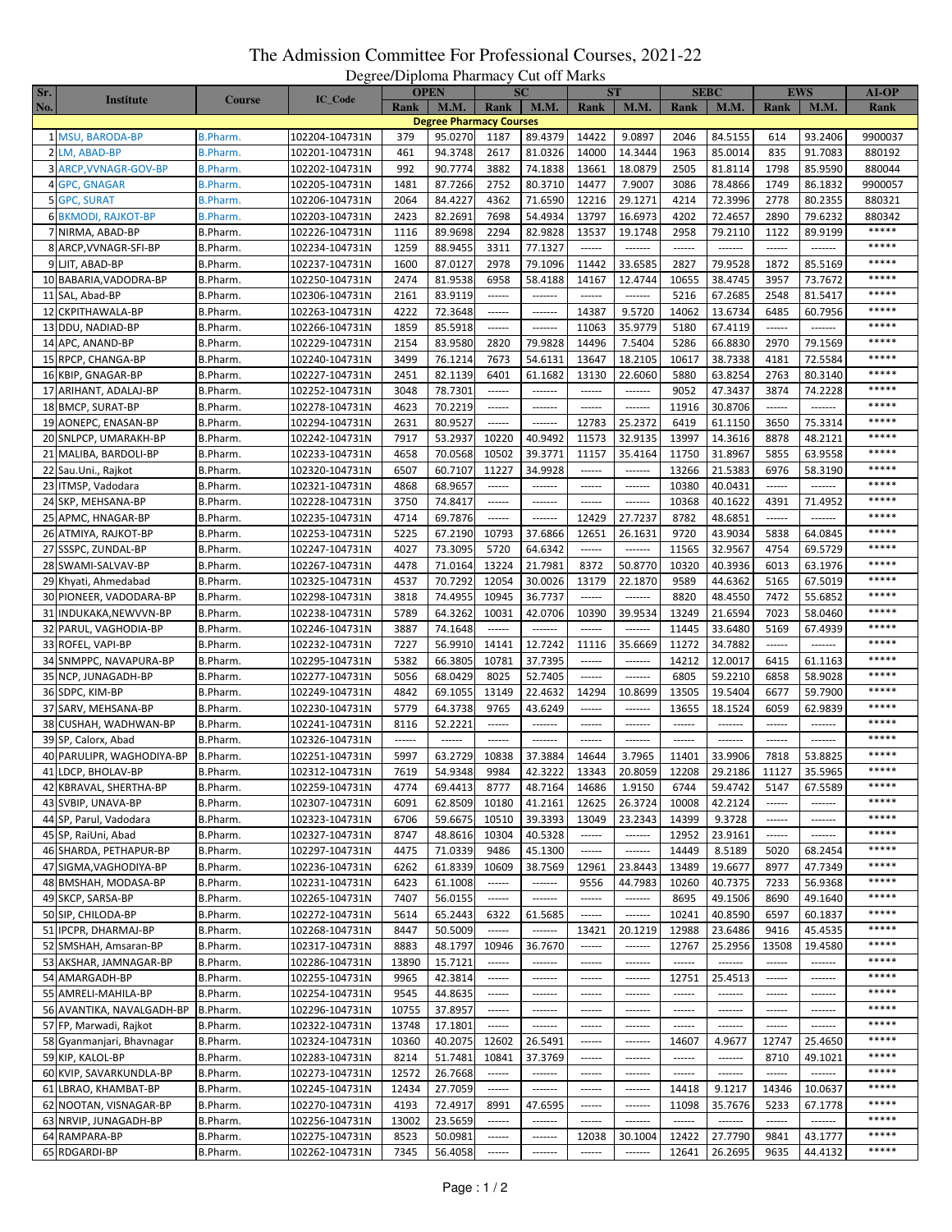# The Admission Committee For Professional Courses, 2021-22

## Degree/Diploma Pharmacy Cut off Marks

| Sr. No. | Institute | Course | IC_Code | OPEN | | SC | | ST | | SEBC | | EWS | | AI-OP |
|---|---|---|---|---|---|---|---|---|---|---|---|---|---|---|
| | | | | Rank | M.M. | Rank | M.M. | Rank | M.M. | Rank | M.M. | Rank | M.M. | Rank |
| | **Degree Pharmacy Courses** | | | | | | | | | | | | | |
| 1 | MSU, BARODA-BP | B.Pharm. | 102204-104731N | 379 | 95.0270 | 1187 | 89.4379 | 14422 | 9.0897 | 2046 | 84.5155 | 614 | 93.2406 | 9900037 |
| 2 | LM, ABAD-BP | B.Pharm. | 102201-104731N | 461 | 94.3748 | 2617 | 81.0326 | 14000 | 14.3444 | 1963 | 85.0014 | 835 | 91.7083 | 880192 |
| 3 | ARCP,VVNAGR-GOV-BP | B.Pharm. | 102202-104731N | 992 | 90.7774 | 3882 | 74.1838 | 13661 | 18.0879 | 2505 | 81.8114 | 1798 | 85.9590 | 880044 |
| 4 | GPC, GNAGAR | B.Pharm. | 102205-104731N | 1481 | 87.7266 | 2752 | 80.3710 | 14477 | 7.9007 | 3086 | 78.4866 | 1749 | 86.1832 | 9900057 |
| 5 | GPC, SURAT | B.Pharm. | 102206-104731N | 2064 | 84.4227 | 4362 | 71.6590 | 12216 | 29.1271 | 4214 | 72.3996 | 2778 | 80.2355 | 880321 |
| 6 | BKMODI, RAJKOT-BP | B.Pharm. | 102203-104731N | 2423 | 82.2691 | 7698 | 54.4934 | 13797 | 16.6973 | 4202 | 72.4657 | 2890 | 79.6232 | 880342 |
| 7 | NIRMA, ABAD-BP | B.Pharm. | 102226-104731N | 1116 | 89.9698 | 2294 | 82.9828 | 13537 | 19.1748 | 2958 | 79.2110 | 1122 | 89.9199 | ***** |
| 8 | ARCP,VVNAGR-SFI-BP | B.Pharm. | 102234-104731N | 1259 | 88.9455 | 3311 | 77.1327 | ------ | ------- | ------ | ------- | ------ | ------- | ***** |
| 9 | LJIT, ABAD-BP | B.Pharm. | 102237-104731N | 1600 | 87.0127 | 2978 | 79.1096 | 11442 | 33.6585 | 2827 | 79.9528 | 1872 | 85.5169 | ***** |
| 10 | BABARIA,VADODRA-BP | B.Pharm. | 102250-104731N | 2474 | 81.9538 | 6958 | 58.4188 | 14167 | 12.4744 | 10655 | 38.4745 | 3957 | 73.7672 | ***** |
| 11 | SAL, Abad-BP | B.Pharm. | 102306-104731N | 2161 | 83.9119 | ------ | ------- | ------ | ------- | 5216 | 67.2685 | 2548 | 81.5417 | ***** |
| 12 | CKPITHAWALA-BP | B.Pharm. | 102263-104731N | 4222 | 72.3648 | ------ | ------- | 14387 | 9.5720 | 14062 | 13.6734 | 6485 | 60.7956 | ***** |
| 13 | DDU, NADIAD-BP | B.Pharm. | 102266-104731N | 1859 | 85.5918 | ------ | ------- | 11063 | 35.9779 | 5180 | 67.4119 | ------ | ------- | ***** |
| 14 | APC, ANAND-BP | B.Pharm. | 102229-104731N | 2154 | 83.9580 | 2820 | 79.9828 | 14496 | 7.5404 | 5286 | 66.8830 | 2970 | 79.1569 | ***** |
| 15 | RPCP, CHANGA-BP | B.Pharm. | 102240-104731N | 3499 | 76.1214 | 7673 | 54.6131 | 13647 | 18.2105 | 10617 | 38.7338 | 4181 | 72.5584 | ***** |
| 16 | KBIP, GNAGAR-BP | B.Pharm. | 102227-104731N | 2451 | 82.1139 | 6401 | 61.1682 | 13130 | 22.6060 | 5880 | 63.8254 | 2763 | 80.3140 | ***** |
| 17 | ARIHANT, ADALAJ-BP | B.Pharm. | 102252-104731N | 3048 | 78.7301 | ------ | ------- | ------ | ------- | 9052 | 47.3437 | 3874 | 74.2228 | ***** |
| 18 | BMCP, SURAT-BP | B.Pharm. | 102278-104731N | 4623 | 70.2219 | ------ | ------- | ------ | ------- | 11916 | 30.8706 | ------ | ------- | ***** |
| 19 | AONEPC, ENASAN-BP | B.Pharm. | 102294-104731N | 2631 | 80.9527 | ------ | ------- | 12783 | 25.2372 | 6419 | 61.1150 | 3650 | 75.3314 | ***** |
| 20 | SNLPCP, UMARAKH-BP | B.Pharm. | 102242-104731N | 7917 | 53.2937 | 10220 | 40.9492 | 11573 | 32.9135 | 13997 | 14.3616 | 8878 | 48.2121 | ***** |
| 21 | MALIBA, BARDOLI-BP | B.Pharm. | 102233-104731N | 4658 | 70.0568 | 10502 | 39.3771 | 11157 | 35.4164 | 11750 | 31.8967 | 5855 | 63.9558 | ***** |
| 22 | Sau.Uni., Rajkot | B.Pharm. | 102320-104731N | 6507 | 60.7107 | 11227 | 34.9928 | ------ | ------- | 13266 | 21.5383 | 6976 | 58.3190 | ***** |
| 23 | ITMSP, Vadodara | B.Pharm. | 102321-104731N | 4868 | 68.9657 | ------ | ------- | ------ | ------- | 10380 | 40.0431 | ------ | ------- | ***** |
| 24 | SKP, MEHSANA-BP | B.Pharm. | 102228-104731N | 3750 | 74.8417 | ------ | ------- | ------ | ------- | 10368 | 40.1622 | 4391 | 71.4952 | ***** |
| 25 | APMC, HNAGAR-BP | B.Pharm. | 102235-104731N | 4714 | 69.7876 | ------ | ------- | 12429 | 27.7237 | 8782 | 48.6851 | ------ | ------- | ***** |
| 26 | ATMIYA, RAJKOT-BP | B.Pharm. | 102253-104731N | 5225 | 67.2190 | 10793 | 37.6866 | 12651 | 26.1631 | 9720 | 43.9034 | 5838 | 64.0845 | ***** |
| 27 | SSSPC, ZUNDAL-BP | B.Pharm. | 102247-104731N | 4027 | 73.3095 | 5720 | 64.6342 | ------ | ------- | 11565 | 32.9567 | 4754 | 69.5729 | ***** |
| 28 | SWAMI-SALVAV-BP | B.Pharm. | 102267-104731N | 4478 | 71.0164 | 13224 | 21.7981 | 8372 | 50.8770 | 10320 | 40.3936 | 6013 | 63.1976 | ***** |
| 29 | Khyati, Ahmedabad | B.Pharm. | 102325-104731N | 4537 | 70.7292 | 12054 | 30.0026 | 13179 | 22.1870 | 9589 | 44.6362 | 5165 | 67.5019 | ***** |
| 30 | PIONEER, VADODARA-BP | B.Pharm. | 102298-104731N | 3818 | 74.4955 | 10945 | 36.7737 | ------ | ------- | 8820 | 48.4550 | 7472 | 55.6852 | ***** |
| 31 | INDUKAKA,NEWVVN-BP | B.Pharm. | 102238-104731N | 5789 | 64.3262 | 10031 | 42.0706 | 10390 | 39.9534 | 13249 | 21.6594 | 7023 | 58.0460 | ***** |
| 32 | PARUL, VAGHODIA-BP | B.Pharm. | 102246-104731N | 3887 | 74.1648 | ------ | ------- | ------ | ------- | 11445 | 33.6480 | 5169 | 67.4939 | ***** |
| 33 | ROFEL, VAPI-BP | B.Pharm. | 102232-104731N | 7227 | 56.9910 | 14141 | 12.7242 | 11116 | 35.6669 | 11272 | 34.7882 | ------ | ------- | ***** |
| 34 | SNMPPC, NAVAPURA-BP | B.Pharm. | 102295-104731N | 5382 | 66.3805 | 10781 | 37.7395 | ------ | ------- | 14212 | 12.0017 | 6415 | 61.1163 | ***** |
| 35 | NCP, JUNAGADH-BP | B.Pharm. | 102277-104731N | 5056 | 68.0429 | 8025 | 52.7405 | ------ | ------- | 6805 | 59.2210 | 6858 | 58.9028 | ***** |
| 36 | SDPC, KIM-BP | B.Pharm. | 102249-104731N | 4842 | 69.1055 | 13149 | 22.4632 | 14294 | 10.8699 | 13505 | 19.1504 | 6677 | 59.7900 | ***** |
| 37 | SARV, MEHSANA-BP | B.Pharm. | 102230-104731N | 5779 | 64.3738 | 9765 | 43.6249 | ------ | ------- | 13655 | 18.1524 | 6059 | 62.9839 | ***** |
| 38 | CUSHAH, WADHWAN-BP | B.Pharm. | 102241-104731N | 8116 | 52.2221 | ------ | ------- | ------ | ------- | ------ | ------- | ------ | ------- | ***** |
| 39 | SP, Calorx, Abad | B.Pharm. | 102326-104731N | ------ | ------- | ------ | ------- | ------ | ------- | ------ | ------- | ------ | ------- | ***** |
| 40 | PARULIPR, WAGHODIYA-BP | B.Pharm. | 102251-104731N | 5997 | 63.2729 | 10838 | 37.3884 | 14644 | 3.7965 | 11401 | 33.9906 | 7818 | 53.8825 | ***** |
| 41 | LDCP, BHOLAV-BP | B.Pharm. | 102312-104731N | 7619 | 54.9348 | 9984 | 42.3222 | 13343 | 20.8059 | 12208 | 29.2186 | 11127 | 35.5965 | ***** |
| 42 | KBRAVAL, SHERTHA-BP | B.Pharm. | 102259-104731N | 4774 | 69.4413 | 8777 | 48.7164 | 14686 | 1.9150 | 6744 | 59.4742 | 5147 | 67.5589 | ***** |
| 43 | SVBIP, UNAVA-BP | B.Pharm. | 102307-104731N | 6091 | 62.8509 | 10180 | 41.2161 | 12625 | 26.3724 | 10008 | 42.2124 | ------ | ------- | ***** |
| 44 | SP, Parul, Vadodara | B.Pharm. | 102323-104731N | 6706 | 59.6675 | 10510 | 39.3393 | 13049 | 23.2343 | 14399 | 9.3728 | ------ | ------- | ***** |
| 45 | SP, RaiUni, Abad | B.Pharm. | 102327-104731N | 8747 | 48.8616 | 10304 | 40.5328 | ------ | ------- | 12952 | 23.9161 | ------ | ------- | ***** |
| 46 | SHARDA, PETHAPUR-BP | B.Pharm. | 102297-104731N | 4475 | 71.0339 | 9486 | 45.1300 | ------ | ------- | 14449 | 8.5189 | 5020 | 68.2454 | ***** |
| 47 | SIGMA,VAGHODIYA-BP | B.Pharm. | 102236-104731N | 6262 | 61.8339 | 10609 | 38.7569 | 12961 | 23.8443 | 13489 | 19.6677 | 8977 | 47.7349 | ***** |
| 48 | BMSHAH, MODASA-BP | B.Pharm. | 102231-104731N | 6423 | 61.1008 | ------ | ------- | 9556 | 44.7983 | 10260 | 40.7375 | 7233 | 56.9368 | ***** |
| 49 | SKCP, SARSA-BP | B.Pharm. | 102265-104731N | 7407 | 56.0155 | ------ | ------- | ------ | ------- | 8695 | 49.1506 | 8690 | 49.1640 | ***** |
| 50 | SIP, CHILODA-BP | B.Pharm. | 102272-104731N | 5614 | 65.2443 | 6322 | 61.5685 | ------ | ------- | 10241 | 40.8590 | 6597 | 60.1837 | ***** |
| 51 | IPCPR, DHARMAJ-BP | B.Pharm. | 102268-104731N | 8447 | 50.5009 | ------ | ------- | 13421 | 20.1219 | 12988 | 23.6486 | 9416 | 45.4535 | ***** |
| 52 | SMSHAH, Amsaran-BP | B.Pharm. | 102317-104731N | 8883 | 48.1797 | 10946 | 36.7670 | ------ | ------- | 12767 | 25.2956 | 13508 | 19.4580 | ***** |
| 53 | AKSHAR, JAMNAGAR-BP | B.Pharm. | 102286-104731N | 13890 | 15.7121 | ------ | ------- | ------ | ------- | ------ | ------- | ------ | ------- | ***** |
| 54 | AMARGADH-BP | B.Pharm. | 102255-104731N | 9965 | 42.3814 | ------ | ------- | ------ | ------- | 12751 | 25.4513 | ------ | ------- | ***** |
| 55 | AMRELI-MAHILA-BP | B.Pharm. | 102254-104731N | 9545 | 44.8635 | ------ | ------- | ------ | ------- | ------ | ------- | ------ | ------- | ***** |
| 56 | AVANTIKA, NAVALGADH-BP | B.Pharm. | 102296-104731N | 10755 | 37.8957 | ------ | ------- | ------ | ------- | ------ | ------- | ------ | ------- | ***** |
| 57 | FP, Marwadi, Rajkot | B.Pharm. | 102322-104731N | 13748 | 17.1801 | ------ | ------- | ------ | ------- | ------ | ------- | ------ | ------- | ***** |
| 58 | Gyanmanjari, Bhavnagar | B.Pharm. | 102324-104731N | 10360 | 40.2075 | 12602 | 26.5491 | ------ | ------- | 14607 | 4.9677 | 12747 | 25.4650 | ***** |
| 59 | KIP, KALOL-BP | B.Pharm. | 102283-104731N | 8214 | 51.7481 | 10841 | 37.3769 | ------ | ------- | ------ | ------- | 8710 | 49.1021 | ***** |
| 60 | KVIP, SAVARKUNDLA-BP | B.Pharm. | 102273-104731N | 12572 | 26.7668 | ------ | ------- | ------ | ------- | ------ | ------- | ------ | ------- | ***** |
| 61 | LBRAO, KHAMBAT-BP | B.Pharm. | 102245-104731N | 12434 | 27.7059 | ------ | ------- | ------ | ------- | 14418 | 9.1217 | 14346 | 10.0637 | ***** |
| 62 | NOOTAN, VISNAGAR-BP | B.Pharm. | 102270-104731N | 4193 | 72.4917 | 8991 | 47.6595 | ------ | ------- | 11098 | 35.7676 | 5233 | 67.1778 | ***** |
| 63 | NRVIP, JUNAGADH-BP | B.Pharm. | 102256-104731N | 13002 | 23.5659 | ------ | ------- | ------ | ------- | ------ | ------- | ------ | ------- | ***** |
| 64 | RAMPARA-BP | B.Pharm. | 102275-104731N | 8523 | 50.0981 | ------ | ------- | 12038 | 30.1004 | 12422 | 27.7790 | 9841 | 43.1777 | ***** |
| 65 | RDGARDI-BP | B.Pharm. | 102262-104731N | 7345 | 56.4058 | ------ | ------- | ------ | ------- | 12641 | 26.2695 | 9635 | 44.4132 | ***** |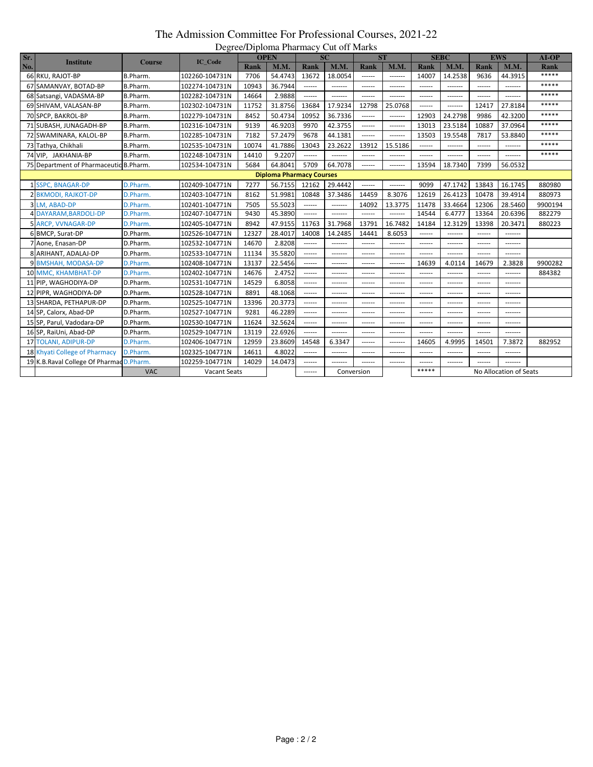# The Admission Committee For Professional Courses, 2021-22

## Degree/Diploma Pharmacy Cut off Marks

| Sr. No. | Institute | Course | IC_Code | OPEN | | SC | | ST | | SEBC | | EWS | | AI-OP |
|---|---|---|---|---|---|---|---|---|---|---|---|---|---|---|
| | | | | Rank | M.M. | Rank | M.M. | Rank | M.M. | Rank | M.M. | Rank | M.M. | Rank |
| 66 | RKU, RAJOT-BP | B.Pharm. | 102260-104731N | 7706 | 54.4743 | 13672 | 18.0054 | ------ | ------- | 14007 | 14.2538 | 9636 | 44.3915 | ***** |
| 67 | SAMANVAY, BOTAD-BP | B.Pharm. | 102274-104731N | 10943 | 36.7944 | ------ | ------- | ------ | ------- | ------ | ------- | ------ | ------- | ***** |
| 68 | Satsangi, VADASMA-BP | B.Pharm. | 102282-104731N | 14664 | 2.9888 | ------ | ------- | ------ | ------- | ------ | ------- | ------ | ------- | ***** |
| 69 | SHIVAM, VALASAN-BP | B.Pharm. | 102302-104731N | 11752 | 31.8756 | 13684 | 17.9234 | 12798 | 25.0768 | ------ | ------- | 12417 | 27.8184 | ***** |
| 70 | SPCP, BAKROL-BP | B.Pharm. | 102279-104731N | 8452 | 50.4734 | 10952 | 36.7336 | ------ | ------- | 12903 | 24.2798 | 9986 | 42.3200 | ***** |
| 71 | SUBASH, JUNAGADH-BP | B.Pharm. | 102316-104731N | 9139 | 46.9203 | 9970 | 42.3755 | ------ | ------- | 13013 | 23.5184 | 10887 | 37.0964 | ***** |
| 72 | SWAMINARA, KALOL-BP | B.Pharm. | 102285-104731N | 7182 | 57.2479 | 9678 | 44.1381 | ------ | ------- | 13503 | 19.5548 | 7817 | 53.8840 | ***** |
| 73 | Tathya, Chikhali | B.Pharm. | 102535-104731N | 10074 | 41.7886 | 13043 | 23.2622 | 13912 | 15.5186 | ------ | ------- | ------ | ------- | ***** |
| 74 | VIP, JAKHANIA-BP | B.Pharm. | 102248-104731N | 14410 | 9.2207 | ------ | ------- | ------ | ------- | ------ | ------- | ------ | ------- | ***** |
| 75 | Department of Pharmaceutic | B.Pharm. | 102534-104731N | 5684 | 64.8041 | 5709 | 64.7078 | ------ | ------- | 13594 | 18.7340 | 7399 | 56.0532 | |
| | **Diploma Pharmacy Courses** | | | | | | | | | | | | | |
| 1 | SSPC, BNAGAR-DP | D.Pharm. | 102409-104771N | 7277 | 56.7155 | 12162 | 29.4442 | ------ | ------- | 9099 | 47.1742 | 13843 | 16.1745 | 880980 |
| 2 | BKMODI, RAJKOT-DP | D.Pharm. | 102403-104771N | 8162 | 51.9981 | 10848 | 37.3486 | 14459 | 8.3076 | 12619 | 26.4123 | 10478 | 39.4914 | 880973 |
| 3 | LM, ABAD-DP | D.Pharm. | 102401-104771N | 7505 | 55.5023 | ------ | ------- | 14092 | 13.3775 | 11478 | 33.4664 | 12306 | 28.5460 | 9900194 |
| 4 | DAYARAM,BARDOLI-DP | D.Pharm. | 102407-104771N | 9430 | 45.3890 | ------ | ------- | ------ | ------- | 14544 | 6.4777 | 13364 | 20.6396 | 882279 |
| 5 | ARCP, VVNAGAR-DP | D.Pharm. | 102405-104771N | 8942 | 47.9155 | 11763 | 31.7968 | 13791 | 16.7482 | 14184 | 12.3129 | 13398 | 20.3471 | 880223 |
| 6 | BMCP, Surat-DP | D.Pharm. | 102526-104771N | 12327 | 28.4017 | 14008 | 14.2485 | 14441 | 8.6053 | ------ | ------- | ------ | ------- | |
| 7 | Aone, Enasan-DP | D.Pharm. | 102532-104771N | 14670 | 2.8208 | ------ | ------- | ------ | ------- | ------ | ------- | ------ | ------- | |
| 8 | ARIHANT, ADALAJ-DP | D.Pharm. | 102533-104771N | 11134 | 35.5820 | ------ | ------- | ------ | ------- | ------ | ------- | ------ | ------- | |
| 9 | BMSHAH, MODASA-DP | D.Pharm. | 102408-104771N | 13137 | 22.5456 | ------ | ------- | ------ | ------- | 14639 | 4.0114 | 14679 | 2.3828 | 9900282 |
| 10 | MMC, KHAMBHAT-DP | D.Pharm. | 102402-104771N | 14676 | 2.4752 | ------ | ------- | ------ | ------- | ------ | ------- | ------ | ------- | 884382 |
| 11 | PIP, WAGHODIYA-DP | D.Pharm. | 102531-104771N | 14529 | 6.8058 | ------ | ------- | ------ | ------- | ------ | ------- | ------ | ------- | |
| 12 | PIPR, WAGHODIYA-DP | D.Pharm. | 102528-104771N | 8891 | 48.1068 | ------ | ------- | ------ | ------- | ------ | ------- | ------ | ------- | |
| 13 | SHARDA, PETHAPUR-DP | D.Pharm. | 102525-104771N | 13396 | 20.3773 | ------ | ------- | ------ | ------- | ------ | ------- | ------ | ------- | |
| 14 | SP, Calorx, Abad-DP | D.Pharm. | 102527-104771N | 9281 | 46.2289 | ------ | ------- | ------ | ------- | ------ | ------- | ------ | ------- | |
| 15 | SP, Parul, Vadodara-DP | D.Pharm. | 102530-104771N | 11624 | 32.5624 | ------ | ------- | ------ | ------- | ------ | ------- | ------ | ------- | |
| 16 | SP, RaiUni, Abad-DP | D.Pharm. | 102529-104771N | 13119 | 22.6926 | ------ | ------- | ------ | ------- | ------ | ------- | ------ | ------- | |
| 17 | TOLANI, ADIPUR-DP | D.Pharm. | 102406-104771N | 12959 | 23.8609 | 14548 | 6.3347 | ------ | ------- | 14605 | 4.9995 | 14501 | 7.3872 | 882952 |
| 18 | Khyati College of Pharmacy | D.Pharm. | 102325-104771N | 14611 | 4.8022 | ------ | ------- | ------ | ------- | ------ | ------- | ------ | ------- | |
| 19 | K.B.Raval College Of Pharmac | D.Pharm. | 102259-104771N | 14029 | 14.0473 | ------ | ------- | ------ | ------- | ------ | ------- | ------ | ------- | |
| | | VAC | Vacant Seats | | | ------ | Conversion | | | ***** | No Allocation of Seats | | | |